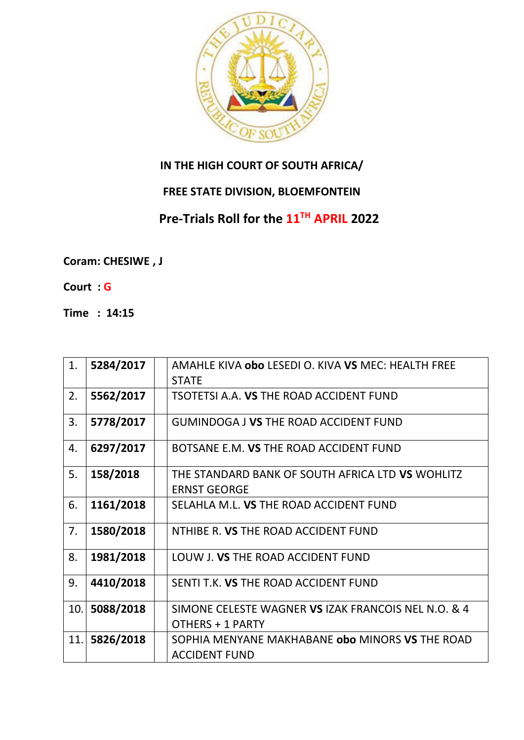**IN THE HIGH COURT OF SOUTH AFRICA/**

**FREE STATE DIVISION, BLOEMFONTEIN**

## Pre-Trials Roll for the 11TH APRIL 2022

**Coram: CHESIWE , J**

**Court : G**

**Time : 14:15**

| | | | |
|---|---|---|---|
| 1. | **5284/2017** | | AMAHLE KIVA **obo** LESEDI O. KIVA **VS** MEC: HEALTH FREE STATE |
| 2. | **5562/2017** | | TSOTETSI A.A. **VS** THE ROAD ACCIDENT FUND |
| 3. | **5778/2017** | | GUMINDOGA J **VS** THE ROAD ACCIDENT FUND |
| 4. | **6297/2017** | | BOTSANE E.M. **VS** THE ROAD ACCIDENT FUND |
| 5. | **158/2018** | | THE STANDARD BANK OF SOUTH AFRICA LTD **VS** WOHLITZ ERNST GEORGE |
| 6. | **1161/2018** | | SELAHLA M.L. **VS** THE ROAD ACCIDENT FUND |
| 7. | **1580/2018** | | NTHIBE R. **VS** THE ROAD ACCIDENT FUND |
| 8. | **1981/2018** | | LOUW J. **VS** THE ROAD ACCIDENT FUND |
| 9. | **4410/2018** | | SENTI T.K. **VS** THE ROAD ACCIDENT FUND |
| 10. | **5088/2018** | | SIMONE CELESTE WAGNER **VS** IZAK FRANCOIS NEL N.O. & 4 OTHERS + 1 PARTY |
| 11. | **5826/2018** | | SOPHIA MENYANE MAKHABANE **obo** MINORS **VS** THE ROAD ACCIDENT FUND |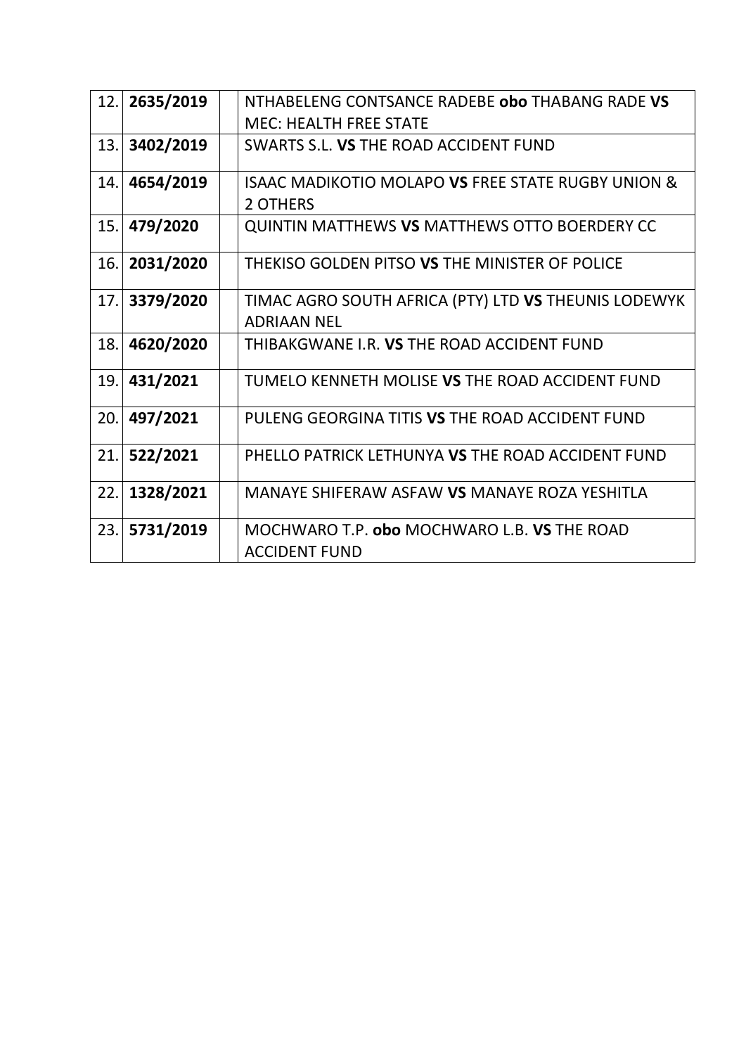| | | | |
|---|---|---|---|
| 12. | **2635/2019** | | NTHABELENG CONTSANCE RADEBE **obo** THABANG RADE **VS** MEC: HEALTH FREE STATE |
| 13. | **3402/2019** | | SWARTS S.L. **VS** THE ROAD ACCIDENT FUND |
| 14. | **4654/2019** | | ISAAC MADIKOTIO MOLAPO **VS** FREE STATE RUGBY UNION & 2 OTHERS |
| 15. | **479/2020** | | QUINTIN MATTHEWS **VS** MATTHEWS OTTO BOERDERY CC |
| 16. | **2031/2020** | | THEKISO GOLDEN PITSO **VS** THE MINISTER OF POLICE |
| 17. | **3379/2020** | | TIMAC AGRO SOUTH AFRICA (PTY) LTD **VS** THEUNIS LODEWYK ADRIAAN NEL |
| 18. | **4620/2020** | | THIBAKGWANE I.R. **VS** THE ROAD ACCIDENT FUND |
| 19. | **431/2021** | | TUMELO KENNETH MOLISE **VS** THE ROAD ACCIDENT FUND |
| 20. | **497/2021** | | PULENG GEORGINA TITIS **VS** THE ROAD ACCIDENT FUND |
| 21. | **522/2021** | | PHELLO PATRICK LETHUNYA **VS** THE ROAD ACCIDENT FUND |
| 22. | **1328/2021** | | MANAYE SHIFERAW ASFAW **VS** MANAYE ROZA YESHITLA |
| 23. | **5731/2019** | | MOCHWARO T.P. **obo** MOCHWARO L.B. **VS** THE ROAD ACCIDENT FUND |